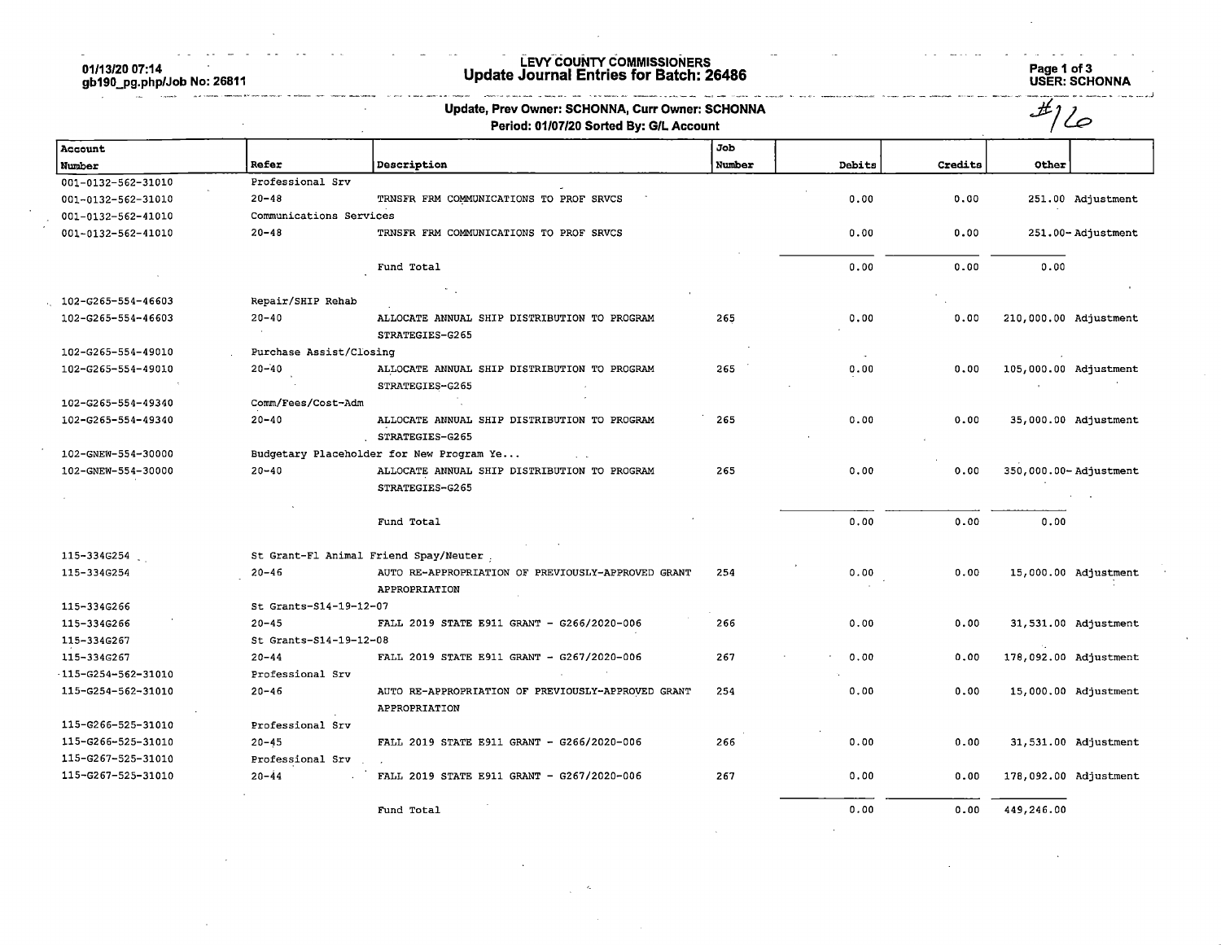# LEVY COUNTY COMMISSIONERS

## Update Journal Entries for Batch: 26486

01/13/20 07:14
gb190_pg.php/Job No: 26811

USER: SCHONNA

**Update, Prev Owner: SCHONNA, Curr Owner: SCHONNA**
**Period: 01/07/20 Sorted By: G/L Account**

#16

| Account Number | Refer | Description | Job Number | Debits | Credits | Other | |
|---|---|---|---|---|---|---|---|
| 001-0132-562-31010 | Professional Srv | | | | | | |
| 001-0132-562-31010 | 20-48 | TRNSFR FRM COMMUNICATIONS TO PROF SRVCS | | 0.00 | 0.00 | 251.00 | Adjustment |
| 001-0132-562-41010 | Communications Services | | | | | | |
| 001-0132-562-41010 | 20-48 | TRNSFR FRM COMMUNICATIONS TO PROF SRVCS | | 0.00 | 0.00 | 251.00- | Adjustment |
| | | Fund Total | | 0.00 | 0.00 | 0.00 | |
| 102-G265-554-46603 | Repair/SHIP Rehab | | | | | | |
| 102-G265-554-46603 | 20-40 | ALLOCATE ANNUAL SHIP DISTRIBUTION TO PROGRAM STRATEGIES-G265 | 265 | 0.00 | 0.00 | 210,000.00 | Adjustment |
| 102-G265-554-49010 | Purchase Assist/Closing | | | | | | |
| 102-G265-554-49010 | 20-40 | ALLOCATE ANNUAL SHIP DISTRIBUTION TO PROGRAM STRATEGIES-G265 | 265 | 0.00 | 0.00 | 105,000.00 | Adjustment |
| 102-G265-554-49340 | Comm/Fees/Cost-Adm | | | | | | |
| 102-G265-554-49340 | 20-40 | ALLOCATE ANNUAL SHIP DISTRIBUTION TO PROGRAM STRATEGIES-G265 | 265 | 0.00 | 0.00 | 35,000.00 | Adjustment |
| 102-GNEW-554-30000 | Budgetary Placeholder for New Program Ye... | | | | | | |
| 102-GNEW-554-30000 | 20-40 | ALLOCATE ANNUAL SHIP DISTRIBUTION TO PROGRAM STRATEGIES-G265 | 265 | 0.00 | 0.00 | 350,000.00- | Adjustment |
| | | Fund Total | | 0.00 | 0.00 | 0.00 | |
| 115-334G254 | St Grant-Fl Animal Friend Spay/Neuter | | | | | | |
| 115-334G254 | 20-46 | AUTO RE-APPROPRIATION OF PREVIOUSLY-APPROVED GRANT APPROPRIATION | 254 | 0.00 | 0.00 | 15,000.00 | Adjustment |
| 115-334G266 | St Grants-S14-19-12-07 | | | | | | |
| 115-334G266 | 20-45 | FALL 2019 STATE E911 GRANT - G266/2020-006 | 266 | 0.00 | 0.00 | 31,531.00 | Adjustment |
| 115-334G267 | St Grants-S14-19-12-08 | | | | | | |
| 115-334G267 | 20-44 | FALL 2019 STATE E911 GRANT - G267/2020-006 | 267 | 0.00 | 0.00 | 178,092.00 | Adjustment |
| 115-G254-562-31010 | Professional Srv | | | | | | |
| 115-G254-562-31010 | 20-46 | AUTO RE-APPROPRIATION OF PREVIOUSLY-APPROVED GRANT APPROPRIATION | 254 | 0.00 | 0.00 | 15,000.00 | Adjustment |
| 115-G266-525-31010 | Professional Srv | | | | | | |
| 115-G266-525-31010 | 20-45 | FALL 2019 STATE E911 GRANT - G266/2020-006 | 266 | 0.00 | 0.00 | 31,531.00 | Adjustment |
| 115-G267-525-31010 | Professional Srv | | | | | | |
| 115-G267-525-31010 | 20-44 | FALL 2019 STATE E911 GRANT - G267/2020-006 | 267 | 0.00 | 0.00 | 178,092.00 | Adjustment |
| | | Fund Total | | 0.00 | 0.00 | 449,246.00 | |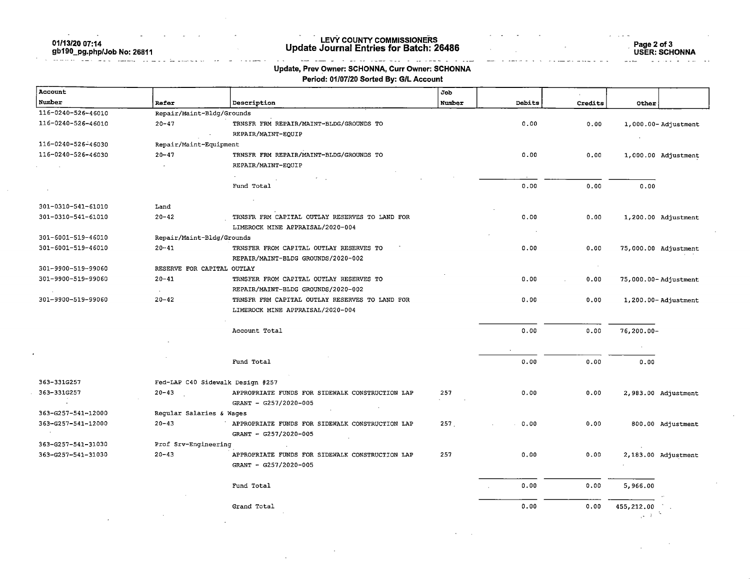**LEVY COUNTY COMMISSIONERS**
**Update Journal Entries for Batch: 26486**

01/13/20 07:14
gb190_pg.php/Job No: 26811

USER: SCHONNA

**Update, Prev Owner: SCHONNA, Curr Owner: SCHONNA**
**Period: 01/07/20 Sorted By: G/L Account**

| Account Number | Refer | Description | Job Number | Debits | Credits | Other | |
|---|---|---|---|---|---|---|---|
| 116-0240-526-46010 | Repair/Maint-Bldg/Grounds | | | | | | |
| 116-0240-526-46010 | 20-47 | TRNSFR FRM REPAIR/MAINT-BLDG/GROUNDS TO REPAIR/MAINT-EQUIP | | 0.00 | 0.00 | 1,000.00- | Adjustment |
| 116-0240-526-46030 | Repair/Maint-Equipment | | | | | | |
| 116-0240-526-46030 | 20-47 | TRNSFR FRM REPAIR/MAINT-BLDG/GROUNDS TO REPAIR/MAINT-EQUIP | | 0.00 | 0.00 | 1,000.00 | Adjustment |
| | | Fund Total | | 0.00 | 0.00 | 0.00 | |
| 301-0310-541-61010 | Land | | | | | | |
| 301-0310-541-61010 | 20-42 | TRNSFR FRM CAPITAL OUTLAY RESERVES TO LAND FOR LIMEROCK MINE APPRAISAL/2020-004 | | 0.00 | 0.00 | 1,200.00 | Adjustment |
| 301-6001-519-46010 | Repair/Maint-Bldg/Grounds | | | | | | |
| 301-6001-519-46010 | 20-41 | TRNSFER FROM CAPITAL OUTLAY RESERVES TO REPAIR/MAINT-BLDG GROUNDS/2020-002 | | 0.00 | 0.00 | 75,000.00 | Adjustment |
| 301-9900-519-99060 | RESERVE FOR CAPITAL OUTLAY | | | | | | |
| 301-9900-519-99060 | 20-41 | TRNSFER FROM CAPITAL OUTLAY RESERVES TO REPAIR/MAINT-BLDG GROUNDS/2020-002 | | 0.00 | 0.00 | 75,000.00- | Adjustment |
| 301-9900-519-99060 | 20-42 | TRNSFR FRM CAPITAL OUTLAY RESERVES TO LAND FOR LIMEROCK MINE APPRAISAL/2020-004 | | 0.00 | 0.00 | 1,200.00- | Adjustment |
| | | Account Total | | 0.00 | 0.00 | 76,200.00- | |
| | | Fund Total | | 0.00 | 0.00 | 0.00 | |
| 363-331G257 | Fed-LAP C40 Sidewalk Design #257 | | | | | | |
| 363-331G257 | 20-43 | APPROPRIATE FUNDS FOR SIDEWALK CONSTRUCTION LAP GRANT - G257/2020-005 | 257 | 0.00 | 0.00 | 2,983.00 | Adjustment |
| 363-G257-541-12000 | Regular Salaries & Wages | | | | | | |
| 363-G257-541-12000 | 20-43 | APPROPRIATE FUNDS FOR SIDEWALK CONSTRUCTION LAP GRANT - G257/2020-005 | 257 | 0.00 | 0.00 | 800.00 | Adjustment |
| 363-G257-541-31030 | Prof Srv-Engineering | | | | | | |
| 363-G257-541-31030 | 20-43 | APPROPRIATE FUNDS FOR SIDEWALK CONSTRUCTION LAP GRANT - G257/2020-005 | 257 | 0.00 | 0.00 | 2,183.00 | Adjustment |
| | | Fund Total | | 0.00 | 0.00 | 5,966.00 | |
| | | Grand Total | | 0.00 | 0.00 | 455,212.00 | |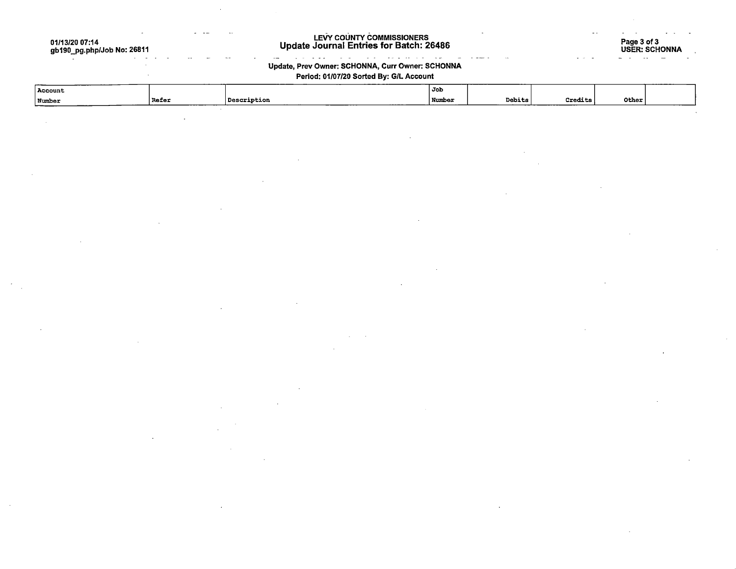# LEVY COUNTY COMMISSIONERS
## Update Journal Entries for Batch: 26486

01/13/20 07:14
gb190_pg.php/Job No: 26811

USER: SCHONNA

**Update, Prev Owner: SCHONNA, Curr Owner: SCHONNA**

**Period: 01/07/20 Sorted By: G/L Account**

| Account Number | Refer | Description | Job Number | Debits | Credits | Other | |
|---|---|---|---|---|---|---|---|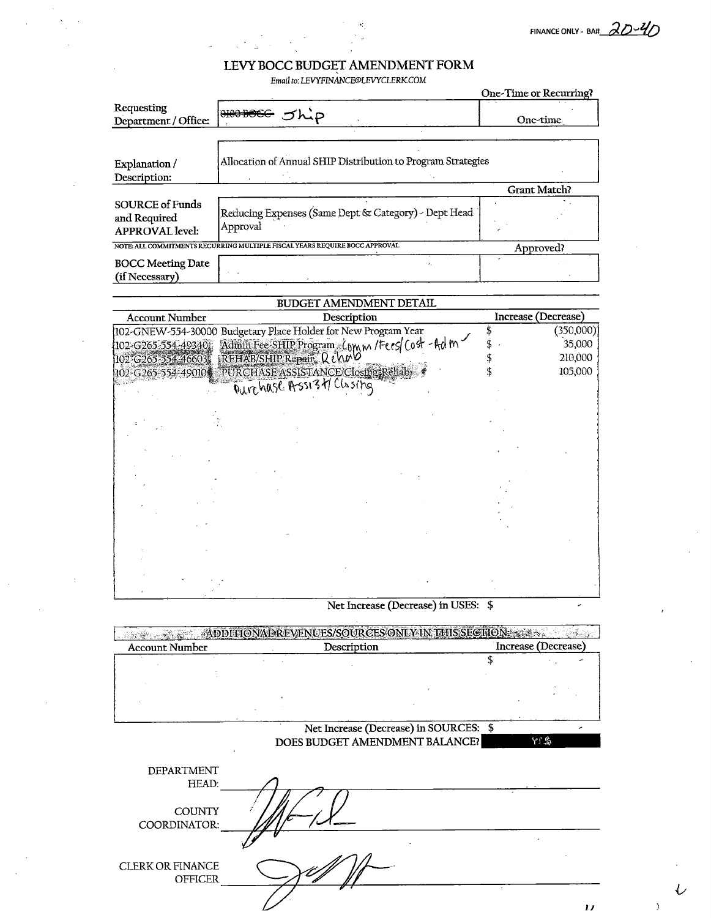FINANCE ONLY - BA# 20-40

# LEVY BOCC BUDGET AMENDMENT FORM

*Email to: LEVYFINANCE@LEVYCLERK.COM*

| | | One-Time or Recurring? |
|---|---|---|
| Requesting Department / Office: | ~~0100 BOCC~~ Ship | One-time |
| Explanation / Description: | Allocation of Annual SHIP Distribution to Program Strategies | |
| | | **Grant Match?** |
| SOURCE of Funds and Required APPROVAL level: | Reducing Expenses (Same Dept & Category) - Dept Head Approval | |
| NOTE: ALL COMMITMENTS RECURRING MULTIPLE FISCAL YEARS REQUIRE BOCC APPROVAL | | **Approved?** |
| BOCC Meeting Date (if Necessary) | | |

## BUDGET AMENDMENT DETAIL

| Account Number | Description | Increase (Decrease) |
|---|---|---|
| 102-GNEW-554-30000 | Budgetary Place Holder for New Program Year | $ (350,000) |
| 102-G265-554-49340 | Admin Fee-SHIP Program Comm/Fees/Cost-Adm | $ 35,000 |
| 102-G265-554-46603 | REHAB/SHIP Repair Rehab | $ 210,000 |
| 102-G265-554-49010 | PURCHASE ASSISTANCE/Closing Rehab Purchase Assist/Closing | $ 105,000 |

Net Increase (Decrease) in USES: $ -

## ADDITIONAL REVENUES/SOURCES ONLY IN THIS SECTION:

| Account Number | Description | Increase (Decrease) |
|---|---|---|
| | | $ - |

Net Increase (Decrease) in SOURCES: $ -

DOES BUDGET AMENDMENT BALANCE? YES

DEPARTMENT HEAD: [signature]

COUNTY COORDINATOR: [signature]

CLERK OR FINANCE OFFICER [signature]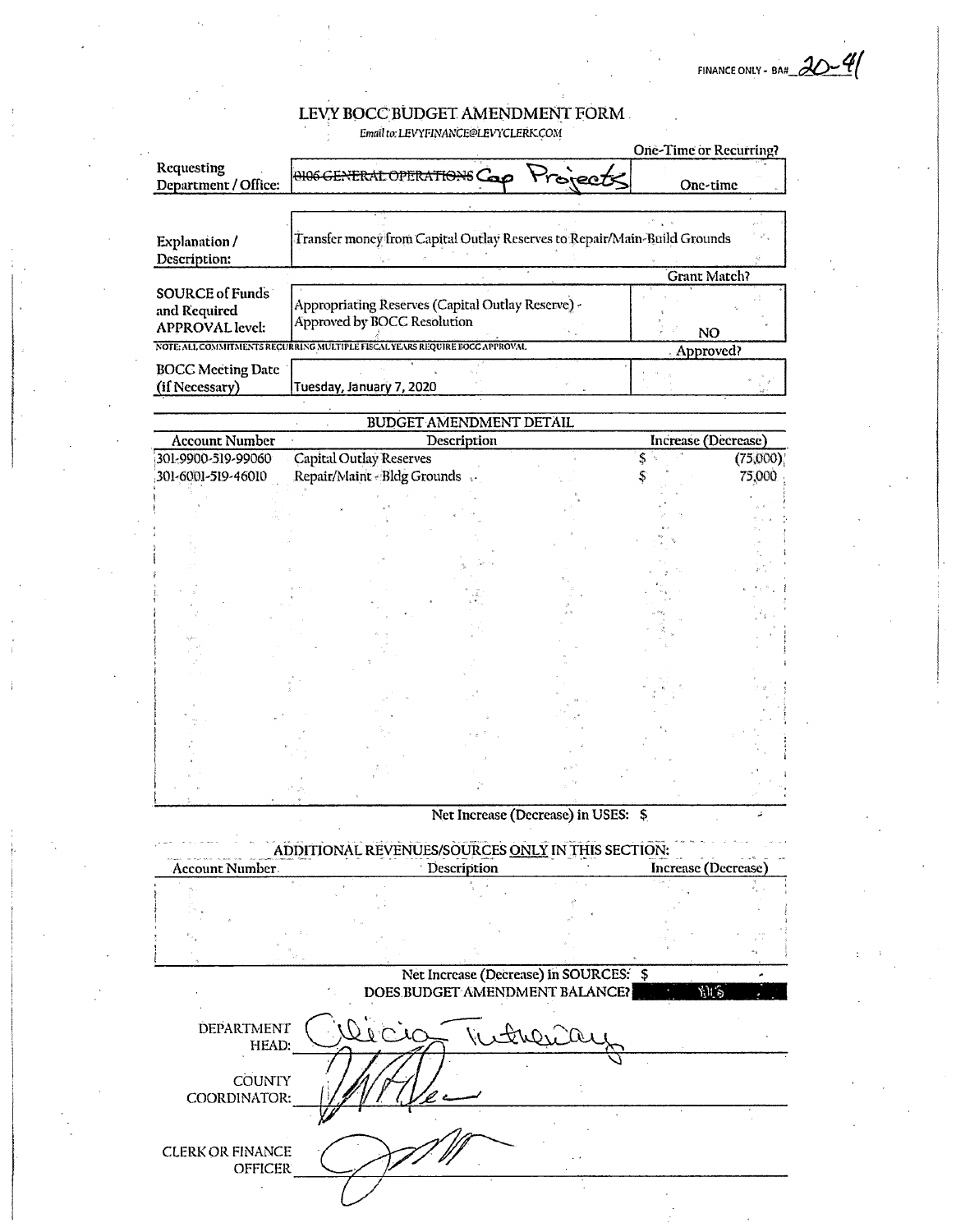FINANCE ONLY - BA# 20-41

# LEVY BOCC BUDGET AMENDMENT FORM

*Email to: LEVYFINANCE@LEVYCLERK.COM*

| | | One-Time or Recurring? |
|---|---|---|
| Requesting Department / Office: | ~~0106 GENERAL OPERATIONS~~ Cap Projects | One-time |
| Explanation / Description: | Transfer money from Capital Outlay Reserves to Repair/Main-Build Grounds | |
| | | **Grant Match?** |
| SOURCE of Funds and Required APPROVAL level: | Appropriating Reserves (Capital Outlay Reserve) - Approved by BOCC Resolution | NO |
| | | **Approved?** |
| BOCC Meeting Date (if Necessary) | Tuesday, January 7, 2020 | |

NOTE: ALL COMMITMENTS RECURRING MULTIPLE FISCAL YEARS REQUIRE BOCC APPROVAL

## BUDGET AMENDMENT DETAIL

| Account Number | Description | Increase (Decrease) |
|---|---|---|
| 301-9900-519-99060 | Capital Outlay Reserves | $ (75,000) |
| 301-6001-519-46010 | Repair/Maint - Bldg Grounds | $ 75,000 |

Net Increase (Decrease) in USES: $ -

## ADDITIONAL REVENUES/SOURCES ONLY IN THIS SECTION:

| Account Number | Description | Increase (Decrease) |
|---|---|---|
| | | |

Net Increase (Decrease) in SOURCES: $ -

DOES BUDGET AMENDMENT BALANCE? YES

DEPARTMENT HEAD: Alicia Tutherow

COUNTY COORDINATOR: [signature]

CLERK OR FINANCE OFFICER: [signature]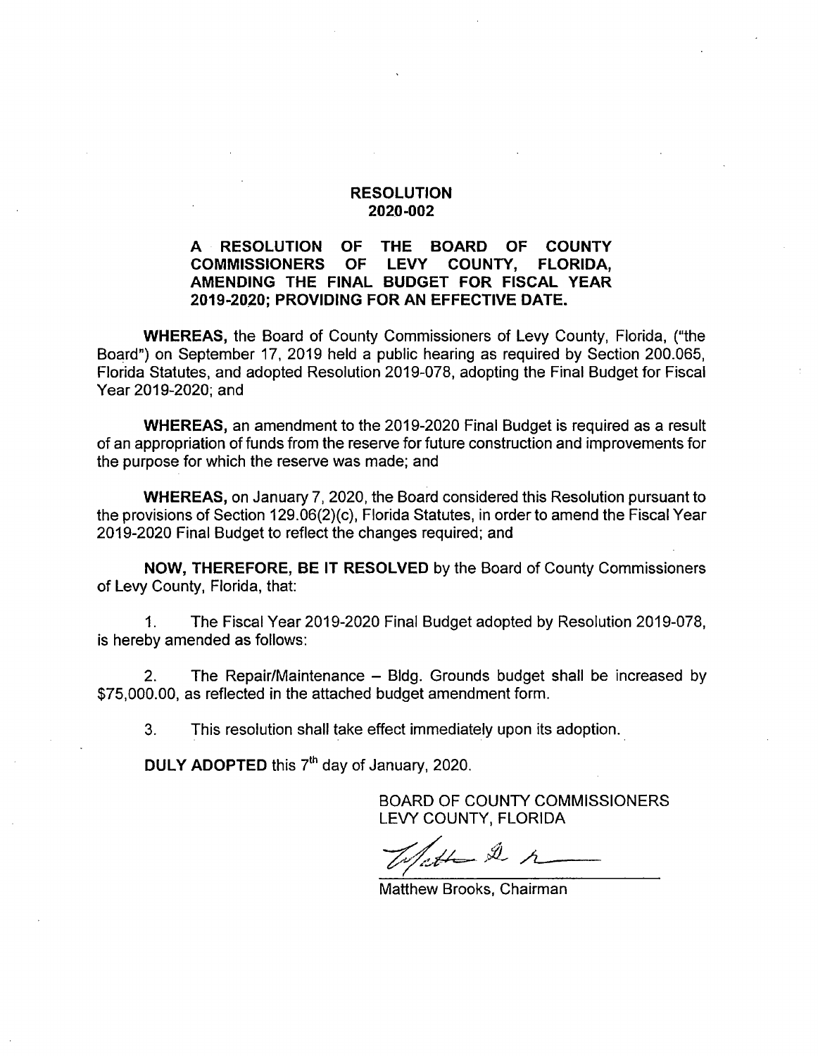# RESOLUTION
# 2020-002

**A RESOLUTION OF THE BOARD OF COUNTY COMMISSIONERS OF LEVY COUNTY, FLORIDA, AMENDING THE FINAL BUDGET FOR FISCAL YEAR 2019-2020; PROVIDING FOR AN EFFECTIVE DATE.**

**WHEREAS,** the Board of County Commissioners of Levy County, Florida, ("the Board") on September 17, 2019 held a public hearing as required by Section 200.065, Florida Statutes, and adopted Resolution 2019-078, adopting the Final Budget for Fiscal Year 2019-2020; and

**WHEREAS,** an amendment to the 2019-2020 Final Budget is required as a result of an appropriation of funds from the reserve for future construction and improvements for the purpose for which the reserve was made; and

**WHEREAS,** on January 7, 2020, the Board considered this Resolution pursuant to the provisions of Section 129.06(2)(c), Florida Statutes, in order to amend the Fiscal Year 2019-2020 Final Budget to reflect the changes required; and

**NOW, THEREFORE, BE IT RESOLVED** by the Board of County Commissioners of Levy County, Florida, that:

1. The Fiscal Year 2019-2020 Final Budget adopted by Resolution 2019-078, is hereby amended as follows:

2. The Repair/Maintenance – Bldg. Grounds budget shall be increased by $75,000.00, as reflected in the attached budget amendment form.

3. This resolution shall take effect immediately upon its adoption.

**DULY ADOPTED** this 7th day of January, 2020.

BOARD OF COUNTY COMMISSIONERS
LEVY COUNTY, FLORIDA

Matthew Brooks, Chairman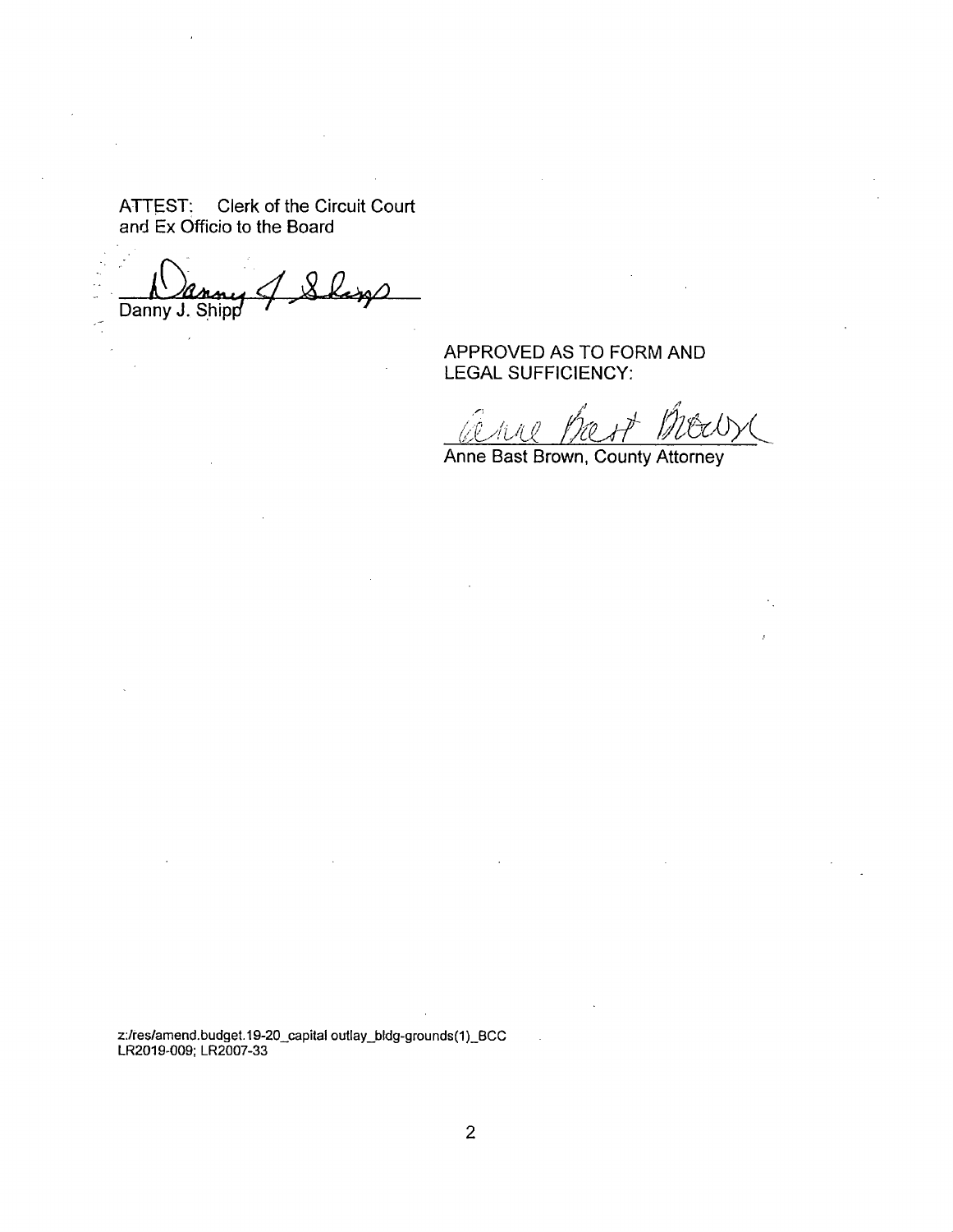ATTEST: Clerk of the Circuit Court
and Ex Officio to the Board

Danny J. Shipp

APPROVED AS TO FORM AND
LEGAL SUFFICIENCY:

Anne Bast Brown, County Attorney

z:/res/amend.budget.19-20_capital outlay_bldg-grounds(1)_BCC
LR2019-009; LR2007-33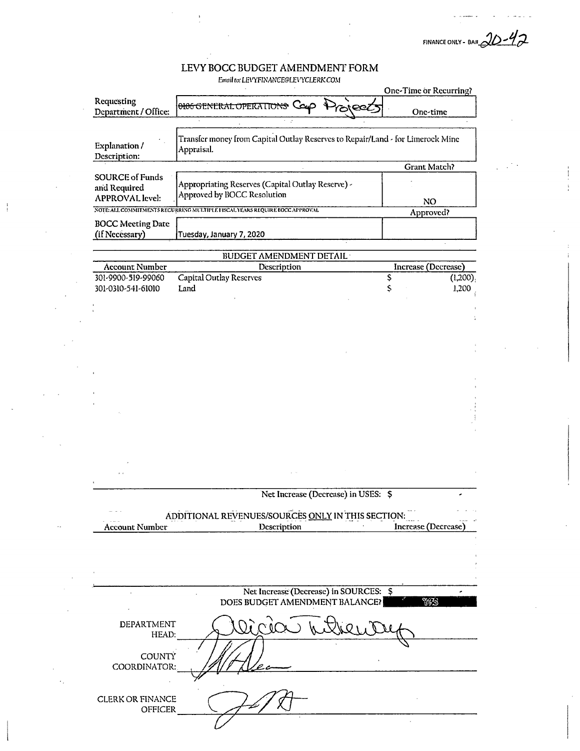FINANCE ONLY - BA# 20-42

# LEVY BOCC BUDGET AMENDMENT FORM

*Email to: LEVYFINANCE@LEVYCLERK.COM*

| | | One-Time or Recurring? |
|---|---|---|
| Requesting Department / Office: | ~~0106 GENERAL OPERATIONS~~ Cap Projects | One-time |
| Explanation / Description: | Transfer money from Capital Outlay Reserves to Repair/Land - for Limerock Mine Appraisal. | |
| | | Grant Match? |
| SOURCE of Funds and Required APPROVAL level: | Appropriating Reserves (Capital Outlay Reserve) - Approved by BOCC Resolution | NO |
| NOTE: ALL COMMITMENTS RECURRING MULTIPLE FISCAL YEARS REQUIRE BOCC APPROVAL | | Approved? |
| BOCC Meeting Date (if Necessary) | Tuesday, January 7, 2020 | |

## BUDGET AMENDMENT DETAIL

| Account Number | Description | Increase (Decrease) |
|---|---|---|
| 301-9900-519-99060 | Capital Outlay Reserves | $ (1,200) |
| 301-0310-541-61010 | Land | $ 1,200 |

Net Increase (Decrease) in USES: $ -

## ADDITIONAL REVENUES/SOURCES ONLY IN THIS SECTION:

| Account Number | Description | Increase (Decrease) |
|---|---|---|
| | | |

Net Increase (Decrease) in SOURCES: $ -

DOES BUDGET AMENDMENT BALANCE? YES

DEPARTMENT HEAD: Alicia Tiderway

COUNTY COORDINATOR: [signature]

CLERK OR FINANCE OFFICER: [signature]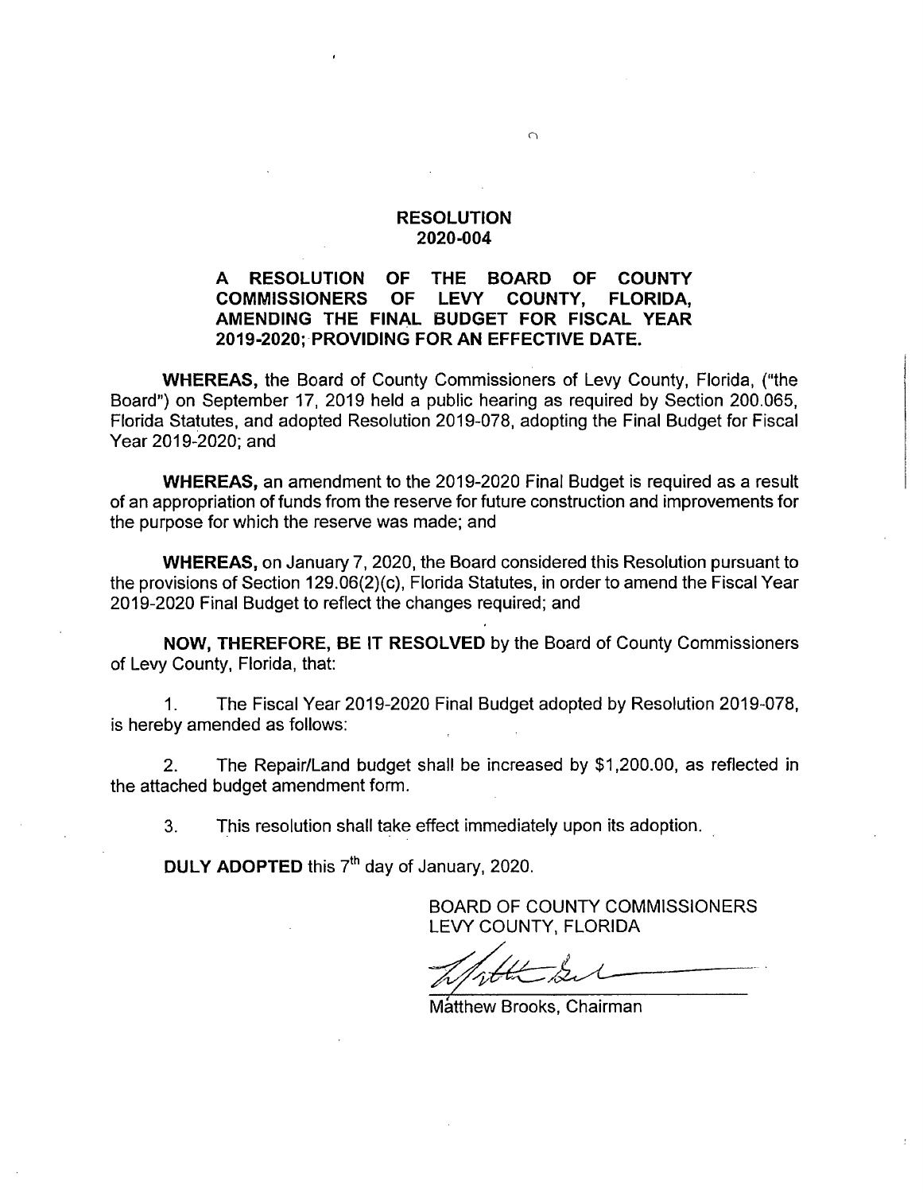# RESOLUTION
## 2020-004

**A RESOLUTION OF THE BOARD OF COUNTY COMMISSIONERS OF LEVY COUNTY, FLORIDA, AMENDING THE FINAL BUDGET FOR FISCAL YEAR 2019-2020; PROVIDING FOR AN EFFECTIVE DATE.**

**WHEREAS,** the Board of County Commissioners of Levy County, Florida, ("the Board") on September 17, 2019 held a public hearing as required by Section 200.065, Florida Statutes, and adopted Resolution 2019-078, adopting the Final Budget for Fiscal Year 2019-2020; and

**WHEREAS,** an amendment to the 2019-2020 Final Budget is required as a result of an appropriation of funds from the reserve for future construction and improvements for the purpose for which the reserve was made; and

**WHEREAS,** on January 7, 2020, the Board considered this Resolution pursuant to the provisions of Section 129.06(2)(c), Florida Statutes, in order to amend the Fiscal Year 2019-2020 Final Budget to reflect the changes required; and

**NOW, THEREFORE, BE IT RESOLVED** by the Board of County Commissioners of Levy County, Florida, that:

1. The Fiscal Year 2019-2020 Final Budget adopted by Resolution 2019-078, is hereby amended as follows:

2. The Repair/Land budget shall be increased by $1,200.00, as reflected in the attached budget amendment form.

3. This resolution shall take effect immediately upon its adoption.

**DULY ADOPTED** this 7th day of January, 2020.

BOARD OF COUNTY COMMISSIONERS
LEVY COUNTY, FLORIDA

Matthew Brooks, Chairman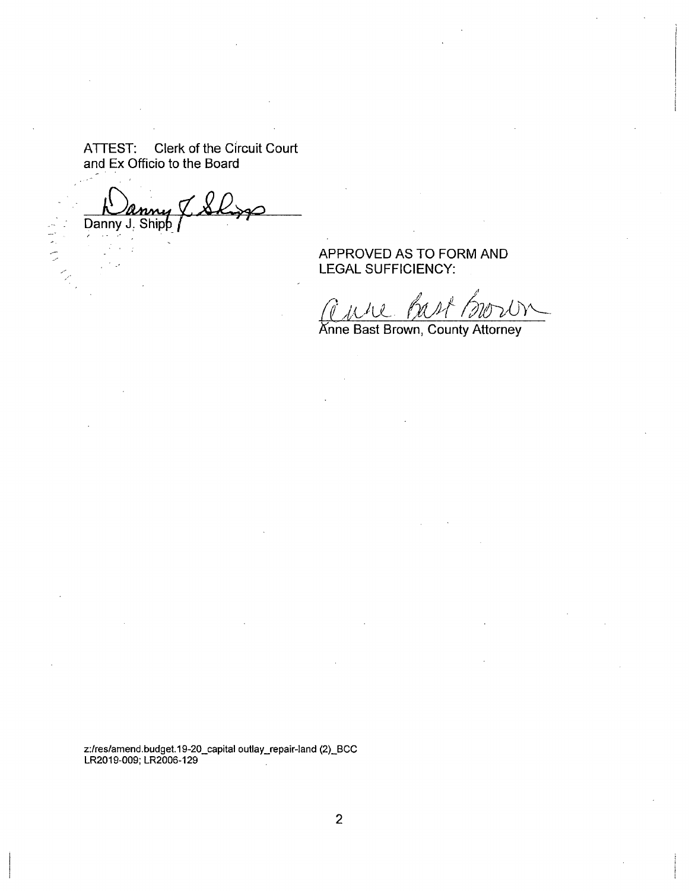ATTEST: Clerk of the Circuit Court
and Ex Officio to the Board

Danny J. Shipp

APPROVED AS TO FORM AND
LEGAL SUFFICIENCY:

Anne Bast Brown, County Attorney

z:/res/amend.budget.19-20_capital outlay_repair-land (2)_BCC
LR2019-009; LR2006-129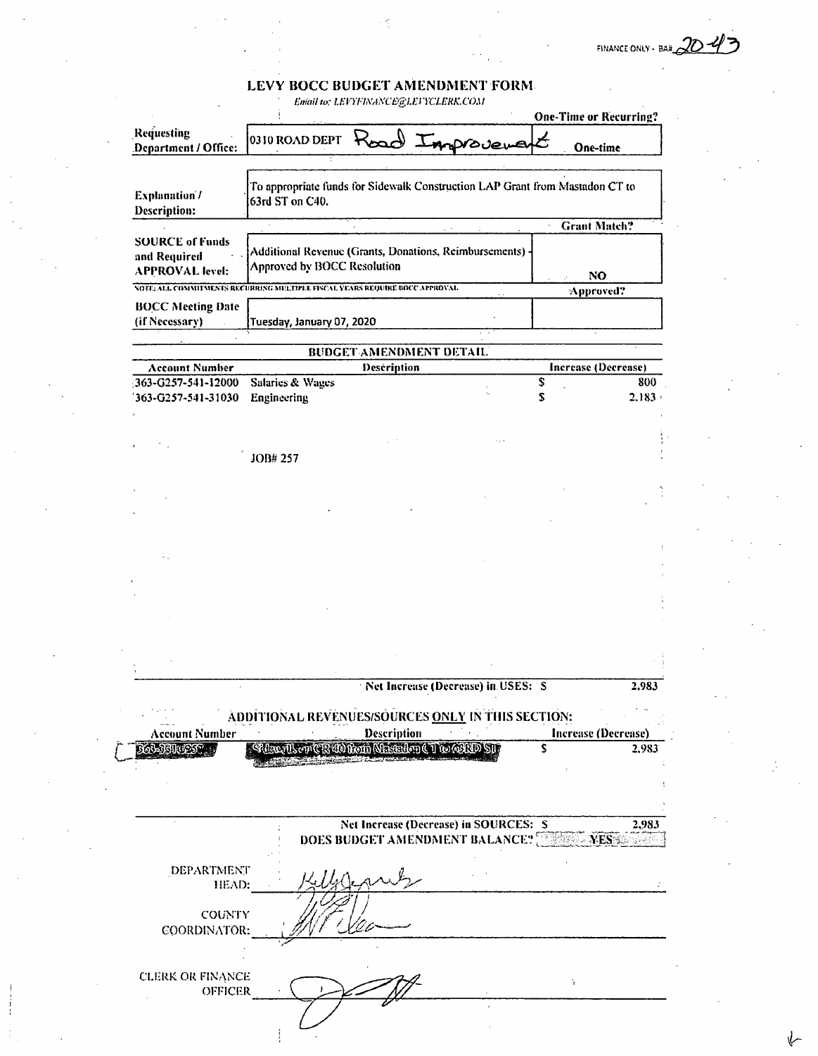FINANCE ONLY - BA# 20-43

# LEVY BOCC BUDGET AMENDMENT FORM

*Email to: LEVYFINANCE@LEVYCLERK.COM*

| | | One-Time or Recurring? |
|---|---|---|
| Requesting Department / Office: | 0310 ROAD DEPT Road Improvement | One-time |
| Explanation / Description: | To appropriate funds for Sidewalk Construction LAP Grant from Mastadon CT to 63rd ST on C40. | |
| | | Grant Match? |
| SOURCE of Funds and Required APPROVAL level: | Additional Revenue (Grants, Donations, Reimbursements) - Approved by BOCC Resolution | NO |
| | NOTE: ALL COMMITMENTS RECURRING MULTIPLE FISCAL YEARS REQUIRE BOCC APPROVAL. | Approved? |
| BOCC Meeting Date (if Necessary) | Tuesday, January 07, 2020 | |

## BUDGET AMENDMENT DETAIL

| Account Number | Description | Increase (Decrease) |
|---|---|---|
| 363-G257-541-12000 | Salaries & Wages | $ 800 |
| 363-G257-541-31030 | Engineering | $ 2,183 |

JOB# 257

Net Increase (Decrease) in USES: $ 2,983

## ADDITIONAL REVENUES/SOURCES ONLY IN THIS SECTION:

| Account Number | Description | Increase (Decrease) |
|---|---|---|
| 363-361G257 | Sidewalk on CR 40 from Mastadon CT to 63RD ST | $ 2,983 |

Net Increase (Decrease) in SOURCES: $ 2,983

DOES BUDGET AMENDMENT BALANCE? YES

DEPARTMENT HEAD: _(signature)_

COUNTY COORDINATOR: _(signature)_

CLERK OR FINANCE OFFICER _(signature)_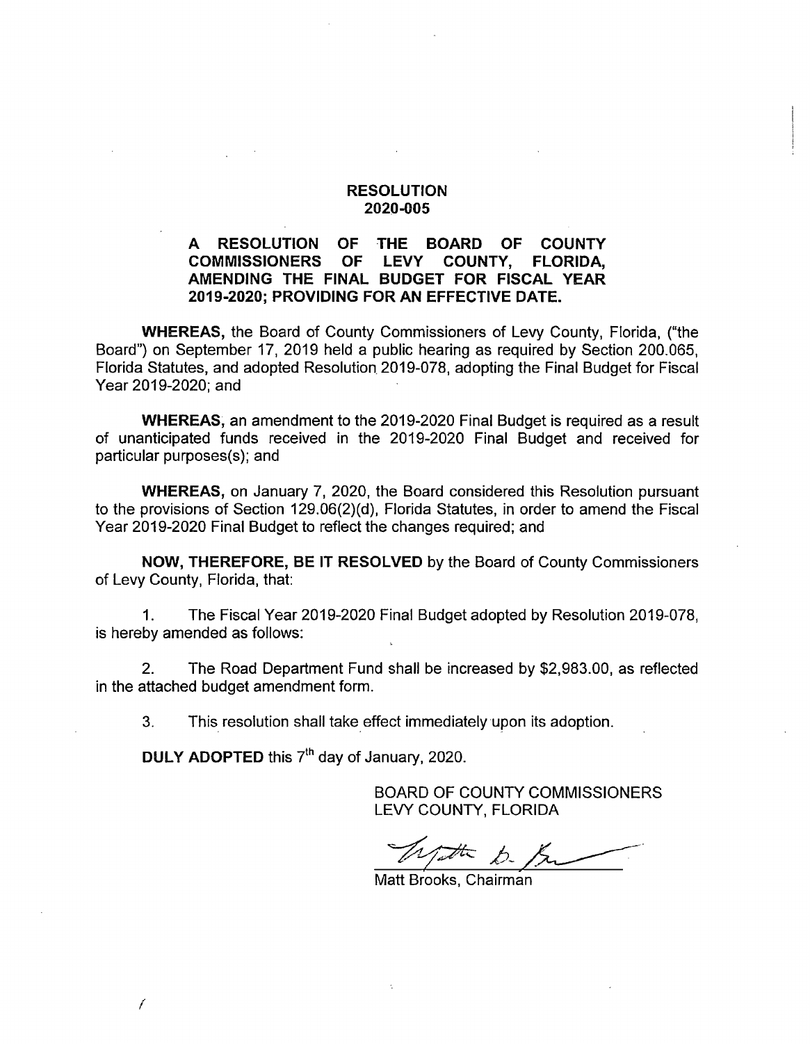# RESOLUTION
# 2020-005

**A RESOLUTION OF THE BOARD OF COUNTY COMMISSIONERS OF LEVY COUNTY, FLORIDA, AMENDING THE FINAL BUDGET FOR FISCAL YEAR 2019-2020; PROVIDING FOR AN EFFECTIVE DATE.**

**WHEREAS,** the Board of County Commissioners of Levy County, Florida, ("the Board") on September 17, 2019 held a public hearing as required by Section 200.065, Florida Statutes, and adopted Resolution 2019-078, adopting the Final Budget for Fiscal Year 2019-2020; and

**WHEREAS,** an amendment to the 2019-2020 Final Budget is required as a result of unanticipated funds received in the 2019-2020 Final Budget and received for particular purposes(s); and

**WHEREAS,** on January 7, 2020, the Board considered this Resolution pursuant to the provisions of Section 129.06(2)(d), Florida Statutes, in order to amend the Fiscal Year 2019-2020 Final Budget to reflect the changes required; and

**NOW, THEREFORE, BE IT RESOLVED** by the Board of County Commissioners of Levy County, Florida, that:

1. The Fiscal Year 2019-2020 Final Budget adopted by Resolution 2019-078, is hereby amended as follows:

2. The Road Department Fund shall be increased by $2,983.00, as reflected in the attached budget amendment form.

3. This resolution shall take effect immediately upon its adoption.

**DULY ADOPTED** this 7th day of January, 2020.

BOARD OF COUNTY COMMISSIONERS
LEVY COUNTY, FLORIDA

Matt Brooks, Chairman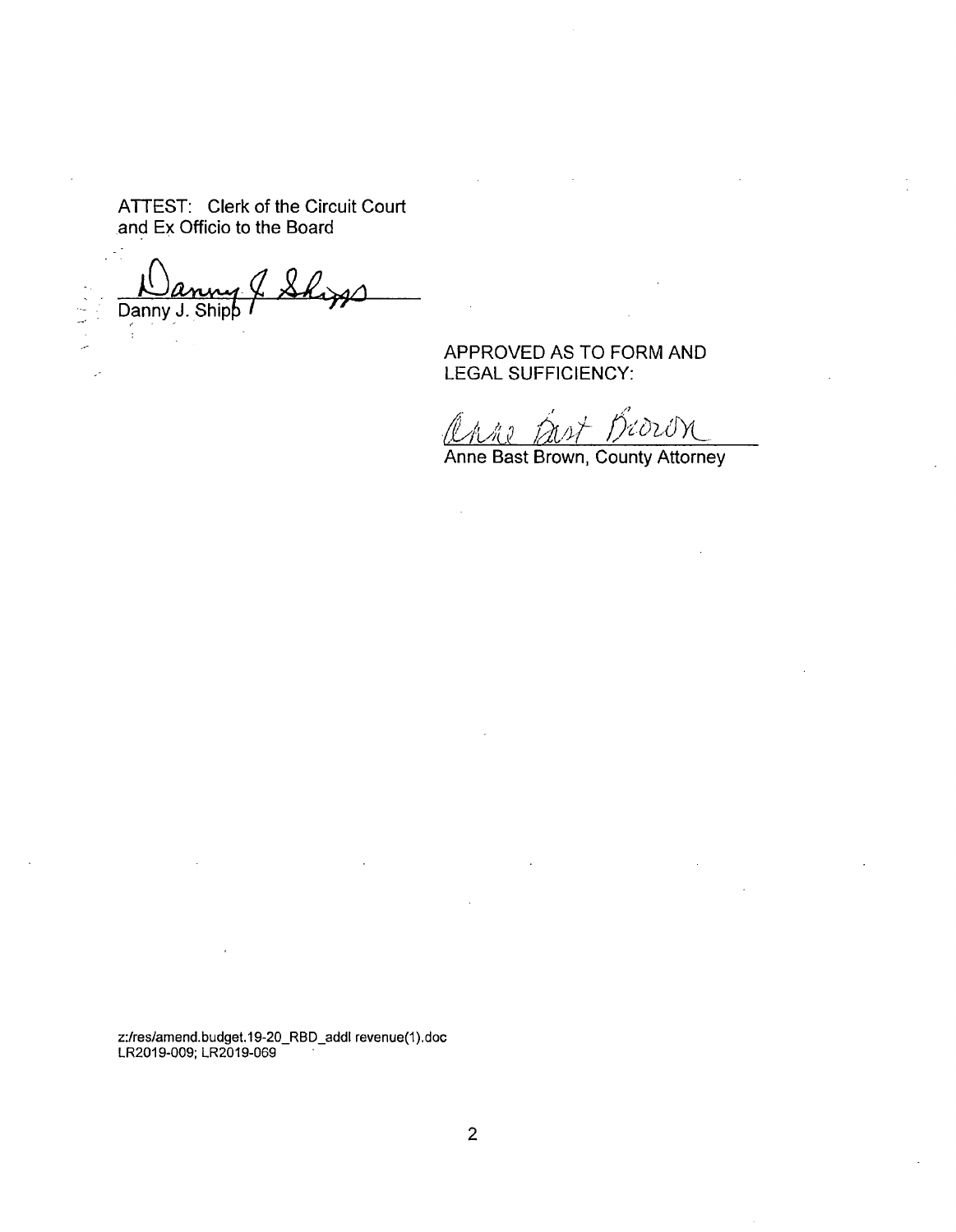ATTEST: Clerk of the Circuit Court
and Ex Officio to the Board

Danny J. Shipp

APPROVED AS TO FORM AND
LEGAL SUFFICIENCY:

Anne Bast Brown, County Attorney

z:/res/amend.budget.19-20_RBD_addl revenue(1).doc
LR2019-009; LR2019-069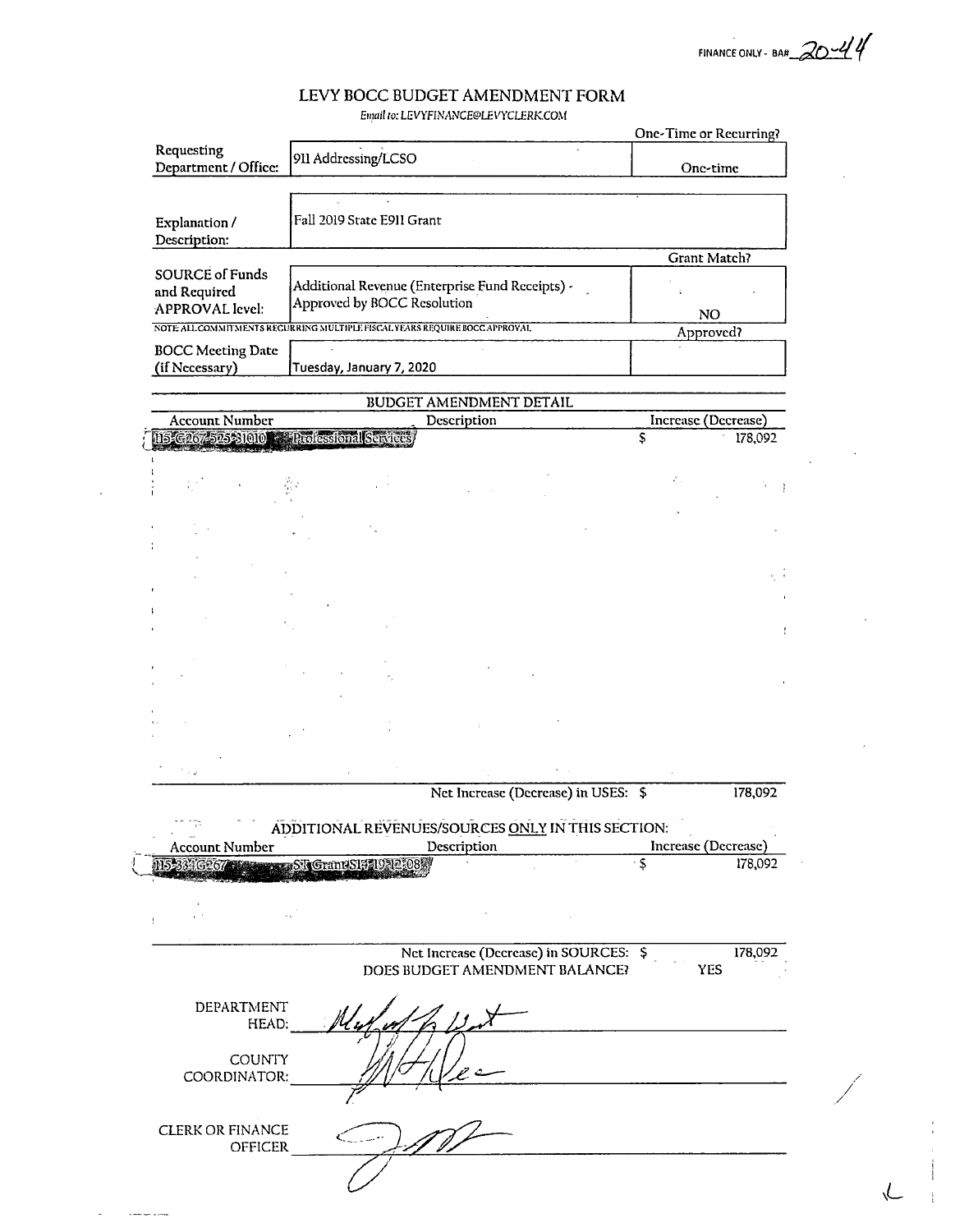FINANCE ONLY - BA# 20-44

# LEVY BOCC BUDGET AMENDMENT FORM

*Email to: LEVYFINANCE@LEVYCLERK.COM*

| | | One-Time or Recurring? |
|---|---|---|
| Requesting Department / Office: | 911 Addressing/LCSO | One-time |
| Explanation / Description: | Fall 2019 State E911 Grant | |
| | | Grant Match? |
| SOURCE of Funds and Required APPROVAL level: | Additional Revenue (Enterprise Fund Receipts) - Approved by BOCC Resolution | NO |
| | NOTE: ALL COMMITMENTS RECURRING MULTIPLE FISCAL YEARS REQUIRE BOCC APPROVAL | Approved? |
| BOCC Meeting Date (if Necessary) | Tuesday, January 7, 2020 | |

## BUDGET AMENDMENT DETAIL

| Account Number | Description | Increase (Decrease) |
|---|---|---|
| 115-G267-525-31010 | Professional Services | $ 178,092 |
| | Net Increase (Decrease) in USES: | $ 178,092 |

## ADDITIONAL REVENUES/SOURCES ONLY IN THIS SECTION:

| Account Number | Description | Increase (Decrease) |
|---|---|---|
| 115-334G267 | ST Grant S14-19-12-08 | $ 178,092 |
| | Net Increase (Decrease) in SOURCES: | $ 178,092 |
| | DOES BUDGET AMENDMENT BALANCE? | YES |

DEPARTMENT HEAD: [signature]

COUNTY COORDINATOR: [signature]

CLERK OR FINANCE OFFICER [signature]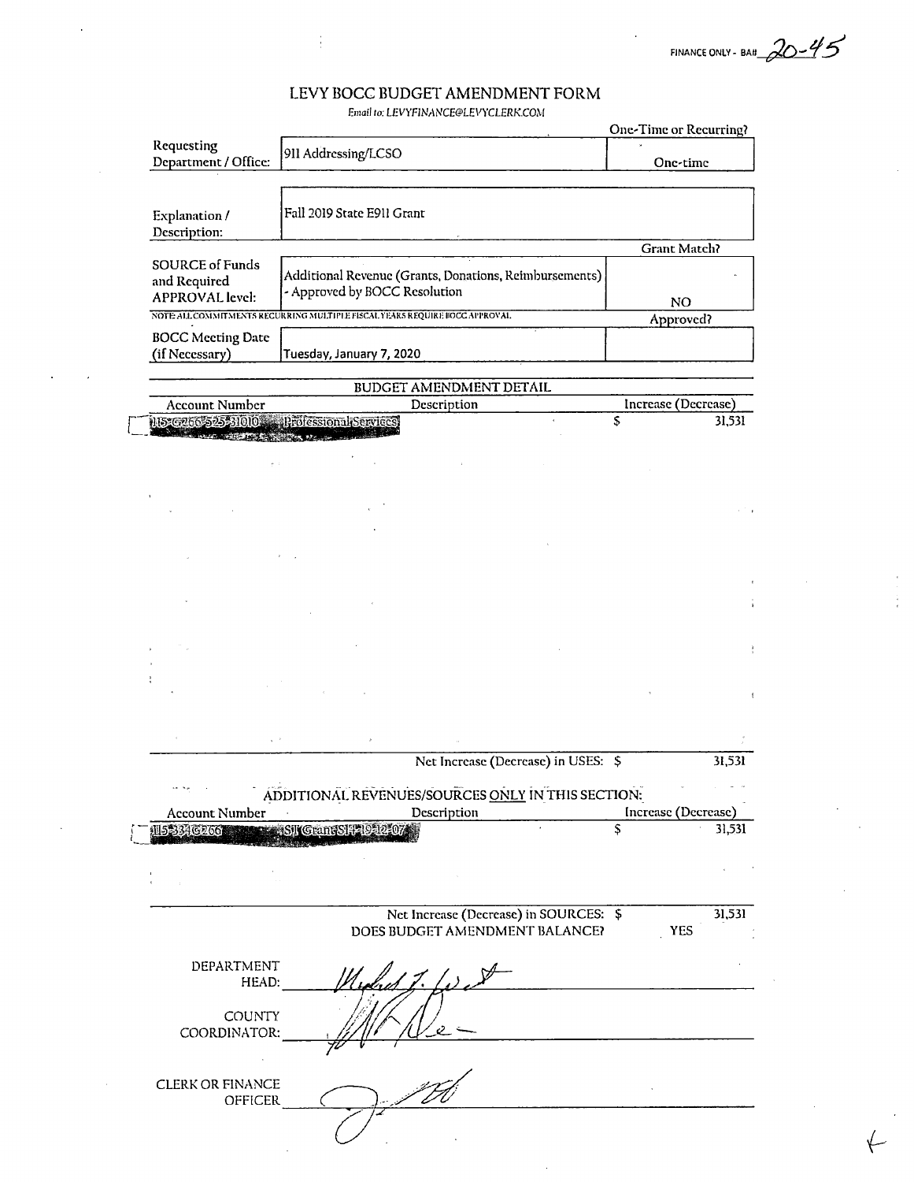FINANCE ONLY - BA# 20-45

# LEVY BOCC BUDGET AMENDMENT FORM

*Email to: LEVYFINANCE@LEVYCLERK.COM*

| | | One-Time or Recurring? |
|---|---|---|
| Requesting Department / Office: | 911 Addressing/LCSO | One-time |
| Explanation / Description: | Fall 2019 State E911 Grant | |
| | | Grant Match? |
| SOURCE of Funds and Required APPROVAL level: | Additional Revenue (Grants, Donations, Reimbursements) - Approved by BOCC Resolution | NO |

NOTE: ALL COMMITMENTS RECURRING MULTIPLE FISCAL YEARS REQUIRE BOCC APPROVAL.

| | | Approved? |
|---|---|---|
| BOCC Meeting Date (if Necessary) | Tuesday, January 7, 2020 | |

## BUDGET AMENDMENT DETAIL

| Account Number | Description | Increase (Decrease) |
|---|---|---|
| 115-G266-525-31010 | Professional Services | $ 31,531 |
| | Net Increase (Decrease) in USES: | $ 31,531 |

## ADDITIONAL REVENUES/SOURCES ONLY IN THIS SECTION:

| Account Number | Description | Increase (Decrease) |
|---|---|---|
| 115-334G266 | S11 Grant S14-19-12-07 | $ 31,531 |
| | Net Increase (Decrease) in SOURCES: | $ 31,531 |
| | DOES BUDGET AMENDMENT BALANCE? | YES |

DEPARTMENT HEAD: [signature]

COUNTY COORDINATOR: [signature]

CLERK OR FINANCE OFFICER [signature]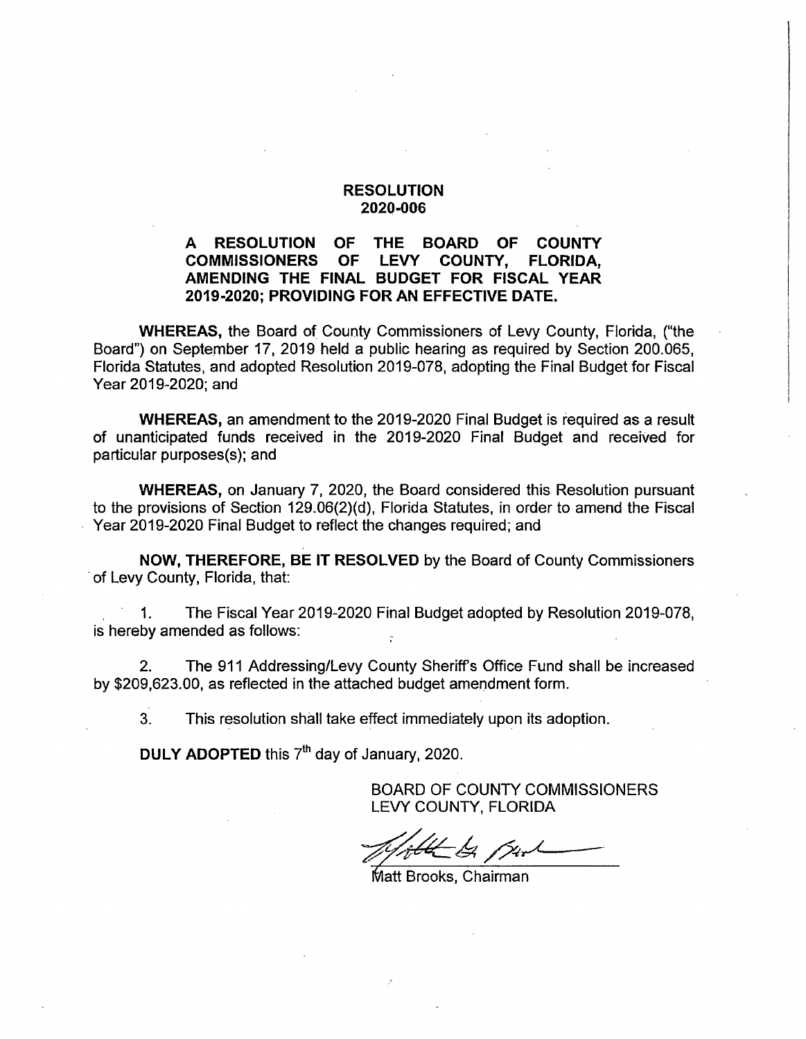# RESOLUTION
# 2020-006

**A RESOLUTION OF THE BOARD OF COUNTY COMMISSIONERS OF LEVY COUNTY, FLORIDA, AMENDING THE FINAL BUDGET FOR FISCAL YEAR 2019-2020; PROVIDING FOR AN EFFECTIVE DATE.**

**WHEREAS,** the Board of County Commissioners of Levy County, Florida, ("the Board") on September 17, 2019 held a public hearing as required by Section 200.065, Florida Statutes, and adopted Resolution 2019-078, adopting the Final Budget for Fiscal Year 2019-2020; and

**WHEREAS,** an amendment to the 2019-2020 Final Budget is required as a result of unanticipated funds received in the 2019-2020 Final Budget and received for particular purposes(s); and

**WHEREAS,** on January 7, 2020, the Board considered this Resolution pursuant to the provisions of Section 129.06(2)(d), Florida Statutes, in order to amend the Fiscal Year 2019-2020 Final Budget to reflect the changes required; and

**NOW, THEREFORE, BE IT RESOLVED** by the Board of County Commissioners of Levy County, Florida, that:

1. The Fiscal Year 2019-2020 Final Budget adopted by Resolution 2019-078, is hereby amended as follows:

2. The 911 Addressing/Levy County Sheriff's Office Fund shall be increased by $209,623.00, as reflected in the attached budget amendment form.

3. This resolution shall take effect immediately upon its adoption.

**DULY ADOPTED** this 7th day of January, 2020.

BOARD OF COUNTY COMMISSIONERS
LEVY COUNTY, FLORIDA

Matt Brooks, Chairman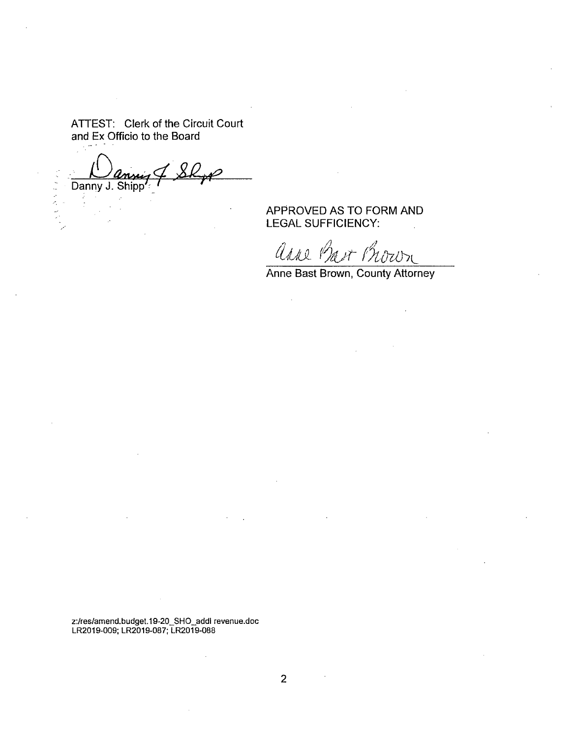ATTEST: Clerk of the Circuit Court
and Ex Officio to the Board

Danny J. Shipp

APPROVED AS TO FORM AND
LEGAL SUFFICIENCY:

Anne Bast Brown, County Attorney

z:/res/amend.budget.19-20_SHO_addl revenue.doc
LR2019-009; LR2019-087; LR2019-088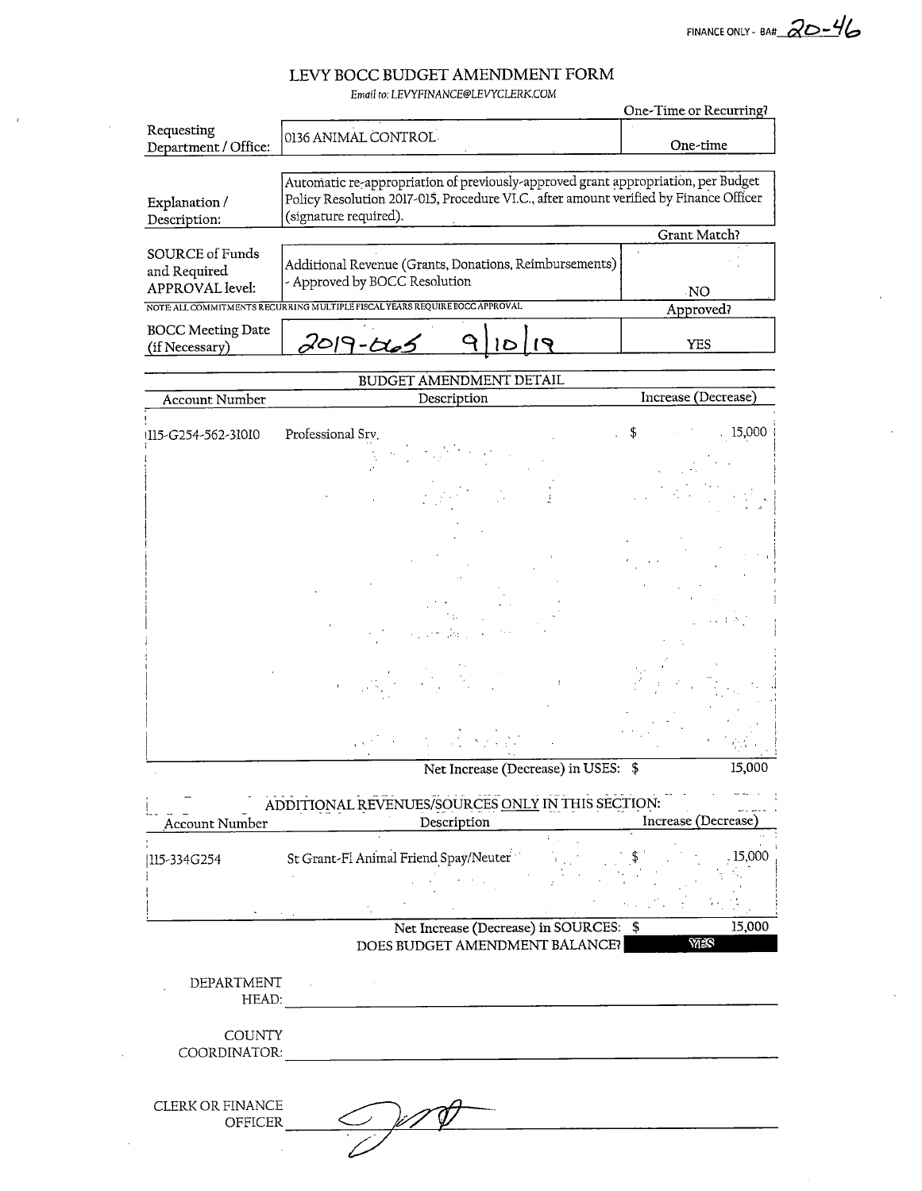FINANCE ONLY - BA# 20-46

# LEVY BOCC BUDGET AMENDMENT FORM

*Email to: LEVYFINANCE@LEVYCLERK.COM*

| | | One-Time or Recurring? |
|---|---|---|
| Requesting Department / Office: | 0136 ANIMAL CONTROL | One-time |
| Explanation / Description: | Automatic re-appropriation of previously-approved grant appropriation, per Budget Policy Resolution 2017-015, Procedure VI.C., after amount verified by Finance Officer (signature required). | |
| | | Grant Match? |
| SOURCE of Funds and Required APPROVAL level: | Additional Revenue (Grants, Donations, Reimbursements) - Approved by BOCC Resolution | NO |
| | | Approved? |
| BOCC Meeting Date (if Necessary) | 2019-065 9/10/19 | YES |

NOTE: ALL COMMITMENTS RECURRING MULTIPLE FISCAL YEARS REQUIRE BOCC APPROVAL

## BUDGET AMENDMENT DETAIL

| Account Number | Description | Increase (Decrease) |
|---|---|---|
| 115-G254-562-31010 | Professional Srv. | $ 15,000 |
| | Net Increase (Decrease) in USES: | $ 15,000 |

## ADDITIONAL REVENUES/SOURCES ONLY IN THIS SECTION:

| Account Number | Description | Increase (Decrease) |
|---|---|---|
| 115-334G254 | St Grant-Fl Animal Friend Spay/Neuter | $ 15,000 |
| | Net Increase (Decrease) in SOURCES: | $ 15,000 |
| | DOES BUDGET AMENDMENT BALANCE? | YES |

DEPARTMENT HEAD: ____________________

COUNTY COORDINATOR: ____________________

CLERK OR FINANCE OFFICER: [signature]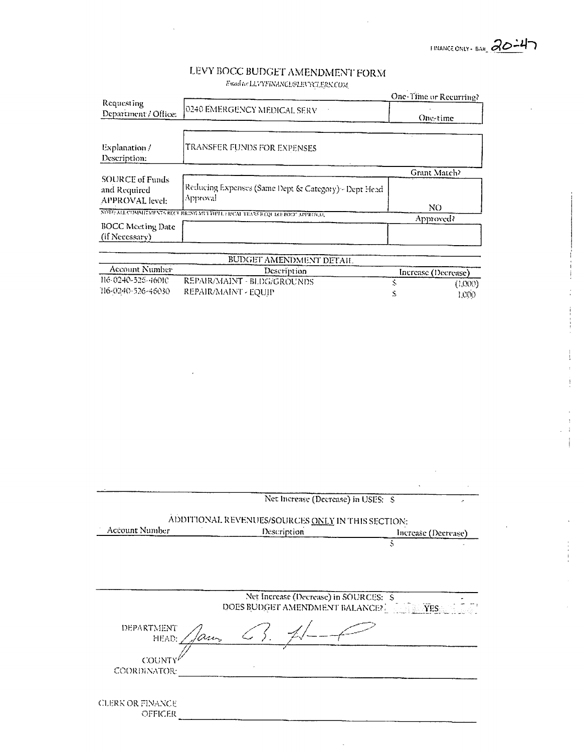FINANCE ONLY - BA# 20-47

# LEVY BOCC BUDGET AMENDMENT FORM

*Email to LEVYFINANCE@LEVYCLERK.COM*

| | | One-Time or Recurring? |
|---|---|---|
| Requesting Department / Office: | 0240 EMERGENCY MEDICAL SERV | One-time |
| Explanation / Description: | TRANSFER FUNDS FOR EXPENSES | |
| | | Grant Match? |
| SOURCE of Funds and Required APPROVAL level: | Reducing Expenses (Same Dept & Category) - Dept Head Approval | NO |

NOTE: ALL COMMITMENTS RECURRING MULTIPLE FISCAL YEARS REQUIRE BOCC APPROVAL

| | | Approved? |
|---|---|---|
| BOCC Meeting Date (if Necessary) | | |

## BUDGET AMENDMENT DETAIL

| Account Number | Description | Increase (Decrease) |
|---|---|---|
| 116-0240-526-46010 | REPAIR/MAINT - BLDG/GROUNDS | $ (1,000) |
| 116-0240-526-46030 | REPAIR/MAINT - EQUIP | $ 1,000 |

Net Increase (Decrease) in USES: $ -

ADDITIONAL REVENUES/SOURCES ONLY IN THIS SECTION:

| Account Number | Description | Increase (Decrease) |
|---|---|---|
| | | $ - |

Net Increase (Decrease) in SOURCES: $ -

DOES BUDGET AMENDMENT BALANCE? YES

DEPARTMENT HEAD: *[signature]*

COUNTY COORDINATOR: ____________________

CLERK OR FINANCE OFFICER ____________________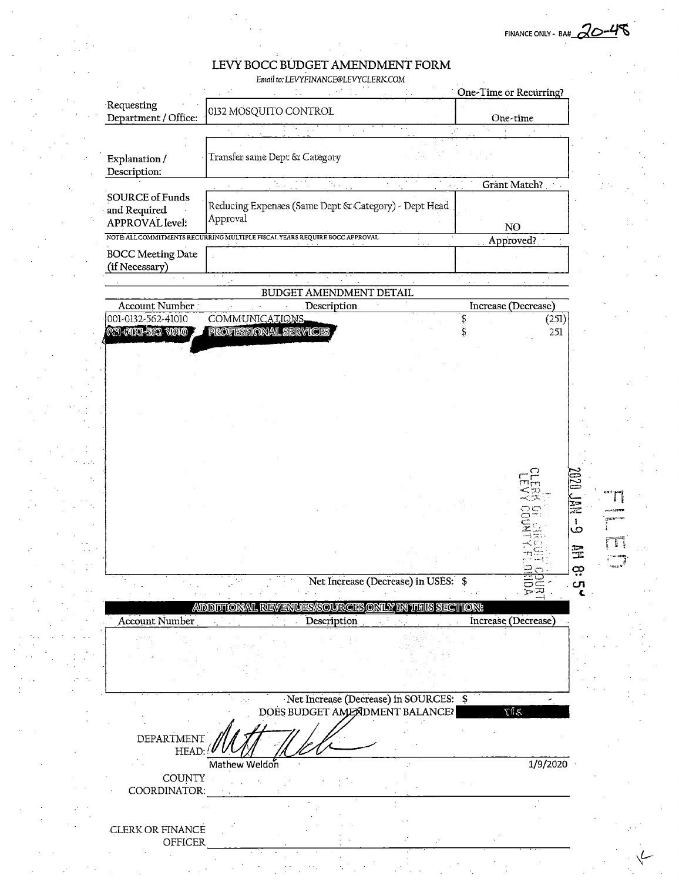FINANCE ONLY - BA# 20-48

# LEVY BOCC BUDGET AMENDMENT FORM

*Email to: LEVYFINANCE@LEVYCLERK.COM*

| | | One-Time or Recurring? |
|---|---|---|
| Requesting Department / Office: | 0132 MOSQUITO CONTROL | One-time |
| Explanation / Description: | Transfer same Dept & Category | |
| | | Grant Match? |
| SOURCE of Funds and Required APPROVAL level: | Reducing Expenses (Same Dept & Category) - Dept Head Approval | NO |
| NOTE: ALL COMMITMENTS RECURRING MULTIPLE FISCAL YEARS REQUIRE BOCC APPROVAL | | Approved? |
| BOCC Meeting Date (if Necessary) | | |

## BUDGET AMENDMENT DETAIL

| Account Number | Description | Increase (Decrease) |
|---|---|---|
| 001-0132-562-41010 | COMMUNICATIONS | $ (251) |
| 001-0132-562-31010 | PROFESSIONAL SERVICES | $ 251 |
| | Net Increase (Decrease) in USES: | $ - |

## ADDITIONAL REVENUES/SOURCES ONLY IN THIS SECTION:

| Account Number | Description | Increase (Decrease) |
|---|---|---|
| | | |
| | Net Increase (Decrease) in SOURCES: | $ - |

DOES BUDGET AMENDMENT BALANCE? YES

FILED
2020 JAN -9 AM 8:5?
CLERK OF CIRCUIT COURT
LEVY COUNTY, FLORIDA

DEPARTMENT HEAD: Mathew Weldon — 1/9/2020

COUNTY COORDINATOR: ____________________

CLERK OR FINANCE OFFICER: ____________________